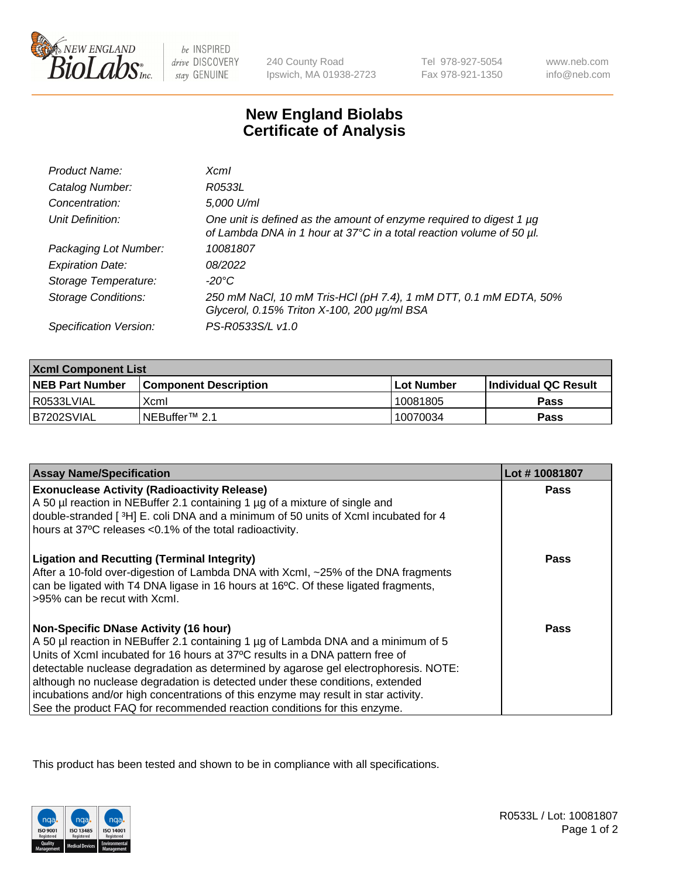240 County Road
Ipswich, MA 01938-2723

Tel 978-927-5054
Fax 978-921-1350

www.neb.com
info@neb.com

# New England Biolabs
# Certificate of Analysis

| | |
|---|---|
| *Product Name:* | *XcmI* |
| *Catalog Number:* | *R0533L* |
| *Concentration:* | *5,000 U/ml* |
| *Unit Definition:* | *One unit is defined as the amount of enzyme required to digest 1 µg of Lambda DNA in 1 hour at 37°C in a total reaction volume of 50 µl.* |
| *Packaging Lot Number:* | *10081807* |
| *Expiration Date:* | *08/2022* |
| *Storage Temperature:* | *-20°C* |
| *Storage Conditions:* | *250 mM NaCl, 10 mM Tris-HCl (pH 7.4), 1 mM DTT, 0.1 mM EDTA, 50% Glycerol, 0.15% Triton X-100, 200 µg/ml BSA* |
| *Specification Version:* | *PS-R0533S/L v1.0* |

| XcmI Component List | | | |
|---|---|---|---|
| **NEB Part Number** | **Component Description** | **Lot Number** | **Individual QC Result** |
| R0533LVIAL | XcmI | 10081805 | **Pass** |
| B7202SVIAL | NEBuffer™ 2.1 | 10070034 | **Pass** |

| Assay Name/Specification | Lot # 10081807 |
|---|---|
| **Exonuclease Activity (Radioactivity Release)**<br>A 50 µl reaction in NEBuffer 2.1 containing 1 µg of a mixture of single and double-stranded [ $^3$H] E. coli DNA and a minimum of 50 units of XcmI incubated for 4 hours at 37ºC releases <0.1% of the total radioactivity. | **Pass** |
| **Ligation and Recutting (Terminal Integrity)**<br>After a 10-fold over-digestion of Lambda DNA with XcmI, ~25% of the DNA fragments can be ligated with T4 DNA ligase in 16 hours at 16ºC. Of these ligated fragments, >95% can be recut with XcmI. | **Pass** |
| **Non-Specific DNase Activity (16 hour)**<br>A 50 µl reaction in NEBuffer 2.1 containing 1 µg of Lambda DNA and a minimum of 5 Units of XcmI incubated for 16 hours at 37ºC results in a DNA pattern free of detectable nuclease degradation as determined by agarose gel electrophoresis. NOTE: although no nuclease degradation is detected under these conditions, extended incubations and/or high concentrations of this enzyme may result in star activity. See the product FAQ for recommended reaction conditions for this enzyme. | **Pass** |

This product has been tested and shown to be in compliance with all specifications.

R0533L / Lot: 10081807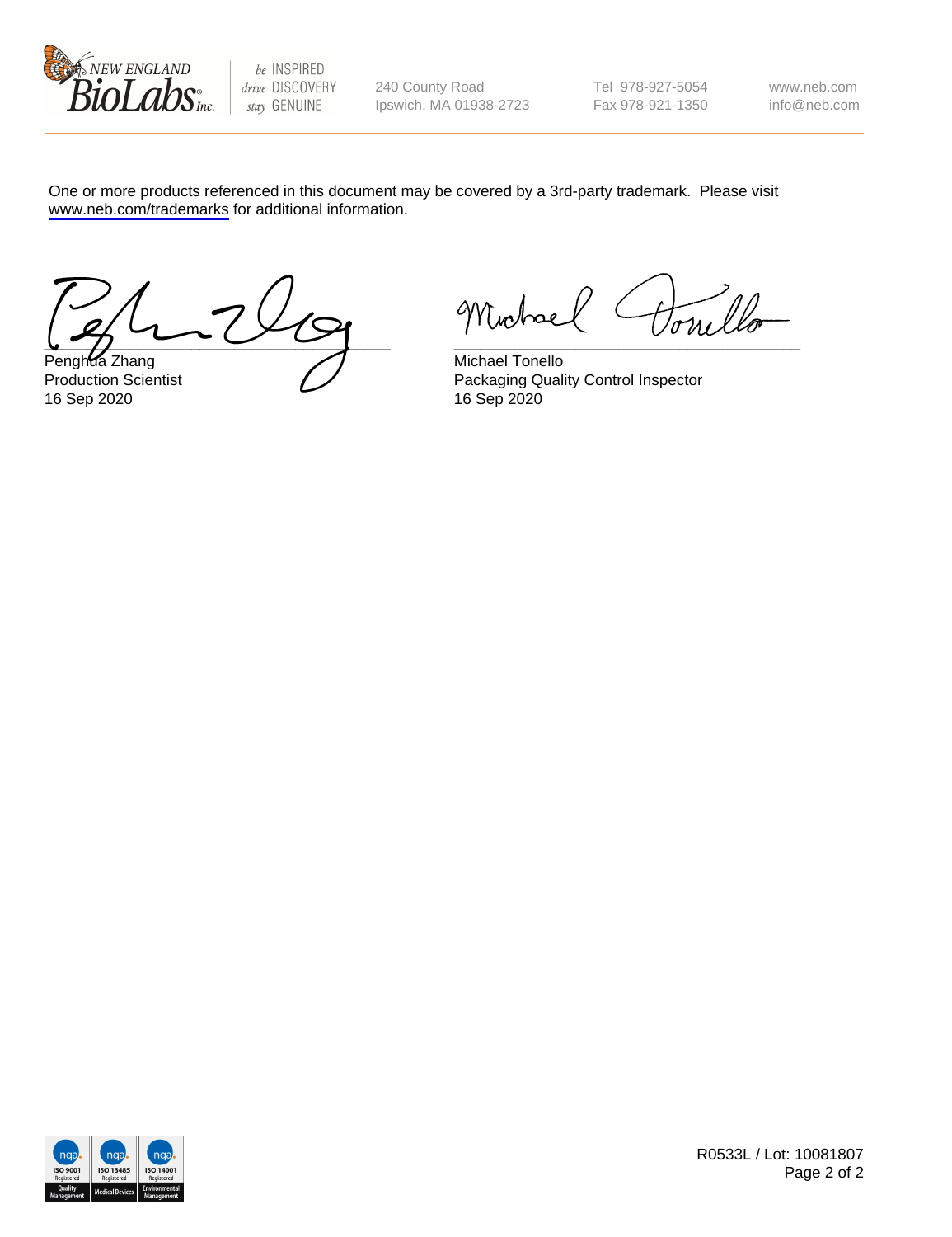One or more products referenced in this document may be covered by a 3rd-party trademark. Please visit www.neb.com/trademarks for additional information.

Penghua Zhang
Production Scientist
16 Sep 2020

Michael Tonello
Packaging Quality Control Inspector
16 Sep 2020

R0533L / Lot: 10081807